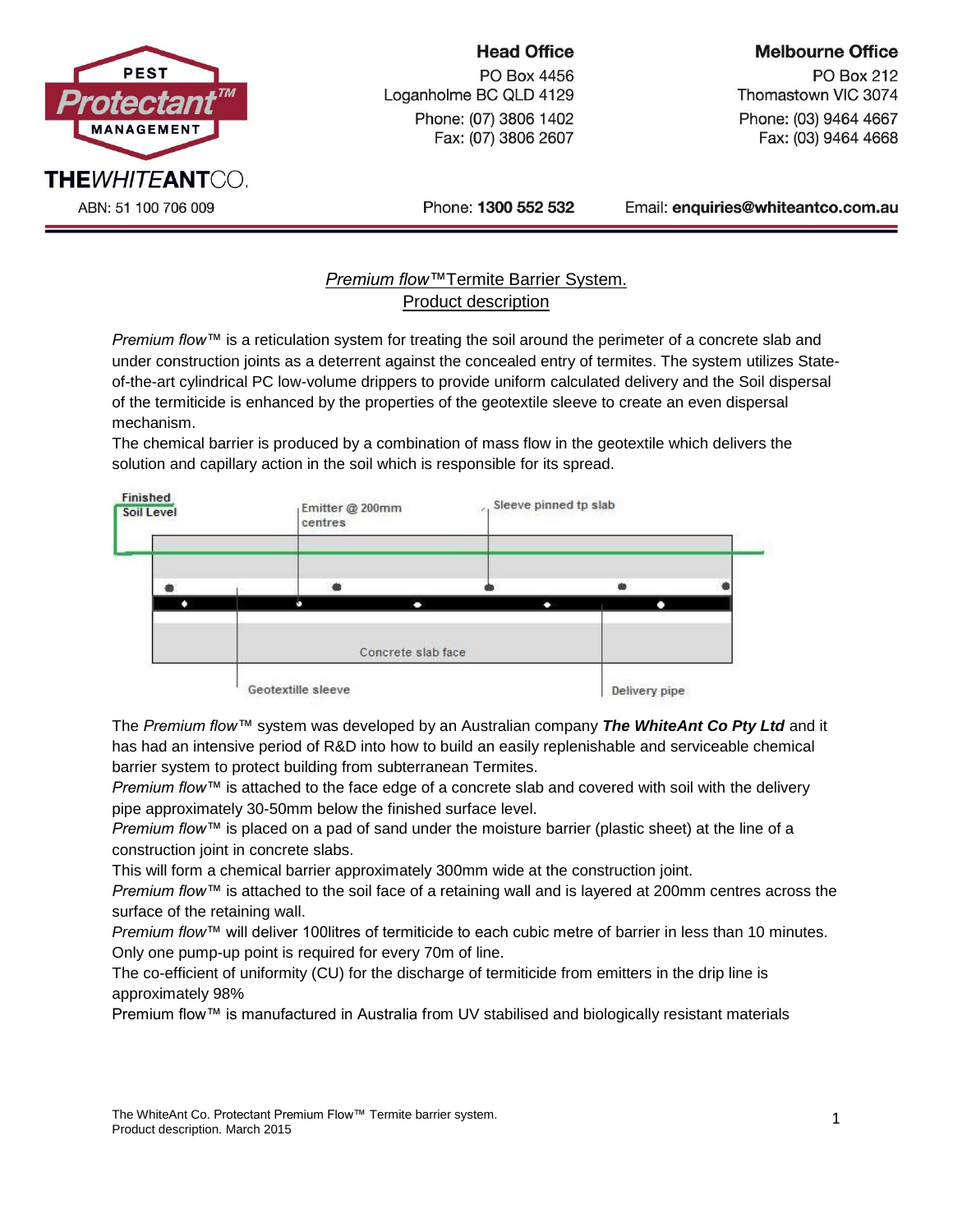PEST Protectant™ MANAGEMENT

THEWHITEANTCO.

ABN: 51 100 706 009

**Head Office**
PO Box 4456
Loganholme BC QLD 4129
Phone: (07) 3806 1402
Fax: (07) 3806 2607

**Melbourne Office**
PO Box 212
Thomastown VIC 3074
Phone: (03) 9464 4667
Fax: (03) 9464 4668

Phone: **1300 552 532**   Email: **enquiries@whiteantco.com.au**

## *Premium flow*™Termite Barrier System. Product description

*Premium flow*™ is a reticulation system for treating the soil around the perimeter of a concrete slab and under construction joints as a deterrent against the concealed entry of termites. The system utilizes State-of-the-art cylindrical PC low-volume drippers to provide uniform calculated delivery and the Soil dispersal of the termiticide is enhanced by the properties of the geotextile sleeve to create an even dispersal mechanism.
The chemical barrier is produced by a combination of mass flow in the geotextile which delivers the solution and capillary action in the soil which is responsible for its spread.

Finished Soil Level — Emitter @ 200mm centres — Sleeve pinned tp slab — Concrete slab face — Geotextille sleeve — Delivery pipe

The *Premium flow*™ system was developed by an Australian company ***The WhiteAnt Co Pty Ltd*** and it has had an intensive period of R&D into how to build an easily replenishable and serviceable chemical barrier system to protect building from subterranean Termites.
*Premium flow*™ is attached to the face edge of a concrete slab and covered with soil with the delivery pipe approximately 30-50mm below the finished surface level.
*Premium flow*™ is placed on a pad of sand under the moisture barrier (plastic sheet) at the line of a construction joint in concrete slabs.
This will form a chemical barrier approximately 300mm wide at the construction joint.
*Premium flow*™ is attached to the soil face of a retaining wall and is layered at 200mm centres across the surface of the retaining wall.
*Premium flow*™ will deliver 100litres of termiticide to each cubic metre of barrier in less than 10 minutes.
Only one pump-up point is required for every 70m of line.
The co-efficient of uniformity (CU) for the discharge of termiticide from emitters in the drip line is approximately 98%
Premium flow™ is manufactured in Australia from UV stabilised and biologically resistant materials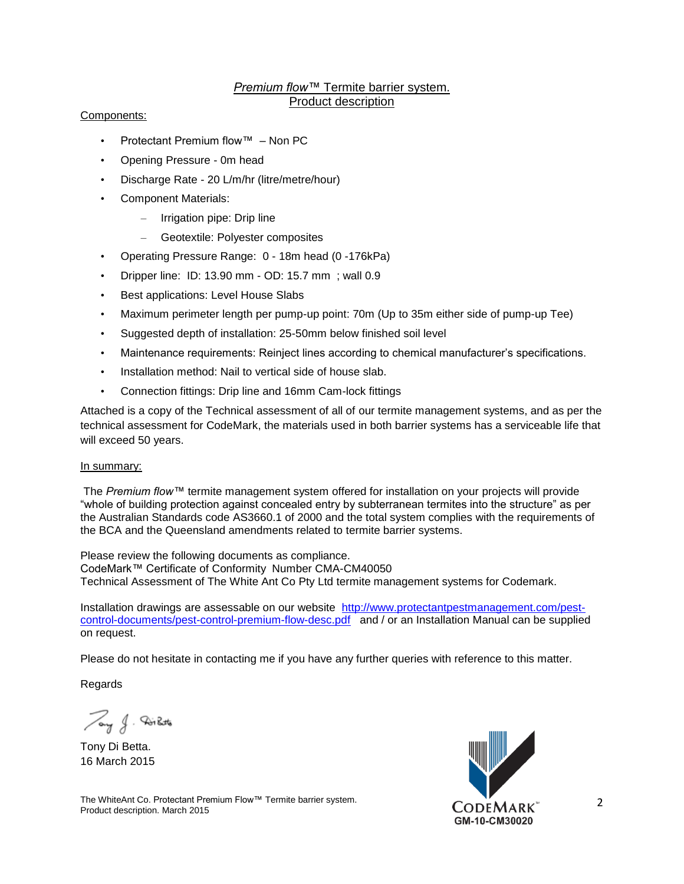## *Premium flow*™ Termite barrier system.
## Product description

Components:

- Protectant Premium flow™ – Non PC
- Opening Pressure - 0m head
- Discharge Rate - 20 L/m/hr (litre/metre/hour)
- Component Materials:
  - Irrigation pipe: Drip line
  - Geotextile: Polyester composites
- Operating Pressure Range: 0 - 18m head (0 -176kPa)
- Dripper line: ID: 13.90 mm - OD: 15.7 mm ; wall 0.9
- Best applications: Level House Slabs
- Maximum perimeter length per pump-up point: 70m (Up to 35m either side of pump-up Tee)
- Suggested depth of installation: 25-50mm below finished soil level
- Maintenance requirements: Reinject lines according to chemical manufacturer's specifications.
- Installation method: Nail to vertical side of house slab.
- Connection fittings: Drip line and 16mm Cam-lock fittings

Attached is a copy of the Technical assessment of all of our termite management systems, and as per the technical assessment for CodeMark, the materials used in both barrier systems has a serviceable life that will exceed 50 years.

In summary:

The *Premium flow*™ termite management system offered for installation on your projects will provide "whole of building protection against concealed entry by subterranean termites into the structure" as per the Australian Standards code AS3660.1 of 2000 and the total system complies with the requirements of the BCA and the Queensland amendments related to termite barrier systems.

Please review the following documents as compliance.
CodeMark™ Certificate of Conformity Number CMA-CM40050
Technical Assessment of The White Ant Co Pty Ltd termite management systems for Codemark.

Installation drawings are assessable on our website [http://www.protectantpestmanagement.com/pest-control-documents/pest-control-premium-flow-desc.pdf](http://www.protectantpestmanagement.com/pest-control-documents/pest-control-premium-flow-desc.pdf) and / or an Installation Manual can be supplied on request.

Please do not hesitate in contacting me if you have any further queries with reference to this matter.

Regards

Tony Di Betta.
16 March 2015

CodeMark™
GM-10-CM30020